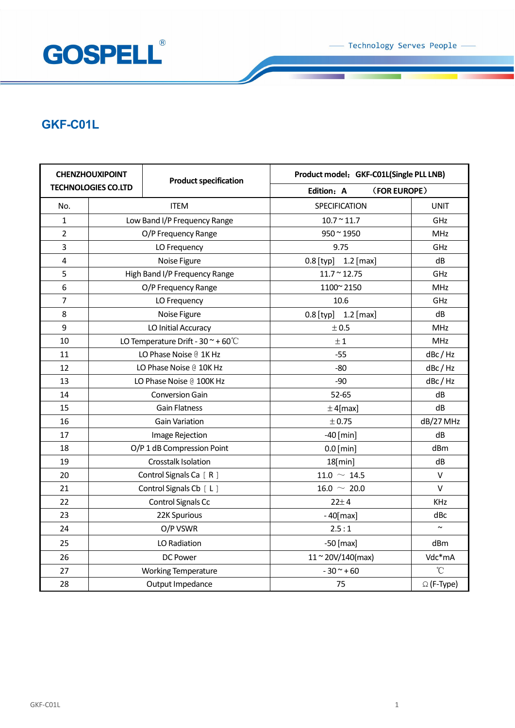GOSPELL®

Technology Serves People

## GKF-C01L

| CHENZHOUXIPOINT TECHNOLOGIES CO.LTD | Product specification | Product model：GKF-C01L(Single PLL LNB) | |
|---|---|---|---|
| | | Edition：A （FOR EUROPE） | |
| No. | ITEM | SPECIFICATION | UNIT |
| 1 | Low Band I/P Frequency Range | 10.7 ~ 11.7 | GHz |
| 2 | O/P Frequency Range | 950 ~ 1950 | MHz |
| 3 | LO Frequency | 9.75 | GHz |
| 4 | Noise Figure | 0.8 [typ] 1.2 [max] | dB |
| 5 | High Band I/P Frequency Range | 11.7 ~ 12.75 | GHz |
| 6 | O/P Frequency Range | 1100~ 2150 | MHz |
| 7 | LO Frequency | 10.6 | GHz |
| 8 | Noise Figure | 0.8 [typ] 1.2 [max] | dB |
| 9 | LO Initial Accuracy | ±0.5 | MHz |
| 10 | LO Temperature Drift - 30 ~ + 60℃ | ±1 | MHz |
| 11 | LO Phase Noise @ 1K Hz | -55 | dBc / Hz |
| 12 | LO Phase Noise @ 10K Hz | -80 | dBc / Hz |
| 13 | LO Phase Noise @ 100K Hz | -90 | dBc / Hz |
| 14 | Conversion Gain | 52-65 | dB |
| 15 | Gain Flatness | ±4[max] | dB |
| 16 | Gain Variation | ±0.75 | dB/27 MHz |
| 17 | Image Rejection | -40 [min] | dB |
| 18 | O/P 1 dB Compression Point | 0.0 [min] | dBm |
| 19 | Crosstalk Isolation | 18[min] | dB |
| 20 | Control Signals Ca ［R］ | 11.0 ～ 14.5 | V |
| 21 | Control Signals Cb ［L］ | 16.0 ～ 20.0 | V |
| 22 | Control Signals Cc | 22± 4 | KHz |
| 23 | 22K Spurious | - 40[max] | dBc |
| 24 | O/P VSWR | 2.5 : 1 | ~ |
| 25 | LO Radiation | -50 [max] | dBm |
| 26 | DC Power | 11 ~ 20V/140(max) | Vdc*mA |
| 27 | Working Temperature | - 30 ~ + 60 | ℃ |
| 28 | Output Impedance | 75 | Ω (F-Type) |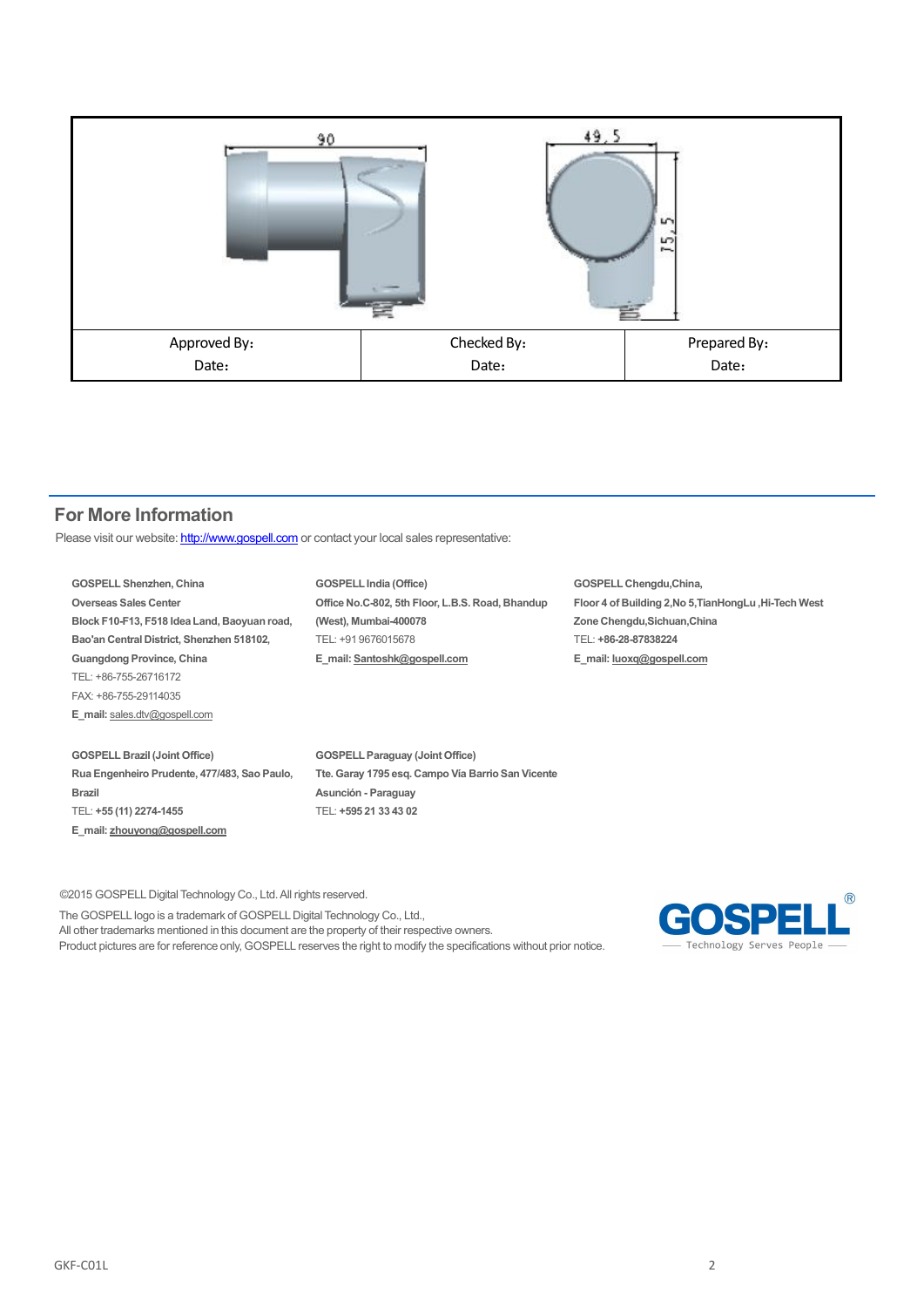90

49.5

75.5

| | | |
|---|---|---|
| Approved By:<br>Date: | Checked By:<br>Date: | Prepared By:<br>Date: |

## For More Information

Please visit our website: [http://www.gospell.com](http://www.gospell.com) or contact your local sales representative:

**GOSPELL Shenzhen, China**
**Overseas Sales Center**
**Block F10-F13, F518 Idea Land, Baoyuan road,**
**Bao'an Central District, Shenzhen 518102,**
**Guangdong Province, China**
TEL: +86-755-26716172
FAX: +86-755-29114035
**E_mail:** sales.dtv@gospell.com

**GOSPELL India (Office)**
**Office No.C-802, 5th Floor, L.B.S. Road, Bhandup**
**(West), Mumbai-400078**
TEL: +91 9676015678
**E_mail: Santoshk@gospell.com**

**GOSPELL Chengdu,China,**
**Floor 4 of Building 2,No 5,TianHongLu ,Hi-Tech West**
**Zone Chengdu,Sichuan,China**
TEL: **+86-28-87838224**
**E_mail: luoxq@gospell.com**

**GOSPELL Brazil (Joint Office)**
**Rua Engenheiro Prudente, 477/483, Sao Paulo,**
**Brazil**
TEL: **+55 (11) 2274-1455**
**E_mail: zhouyong@gospell.com**

**GOSPELL Paraguay (Joint Office)**
**Tte. Garay 1795 esq. Campo Vía Barrio San Vicente**
**Asunción - Paraguay**
TEL: **+595 21 33 43 02**

©2015 GOSPELL Digital Technology Co., Ltd. All rights reserved.

The GOSPELL logo is a trademark of GOSPELL Digital Technology Co., Ltd.,
All other trademarks mentioned in this document are the property of their respective owners.
Product pictures are for reference only, GOSPELL reserves the right to modify the specifications without prior notice.

GOSPELL®
Technology Serves People

GKF-C01L